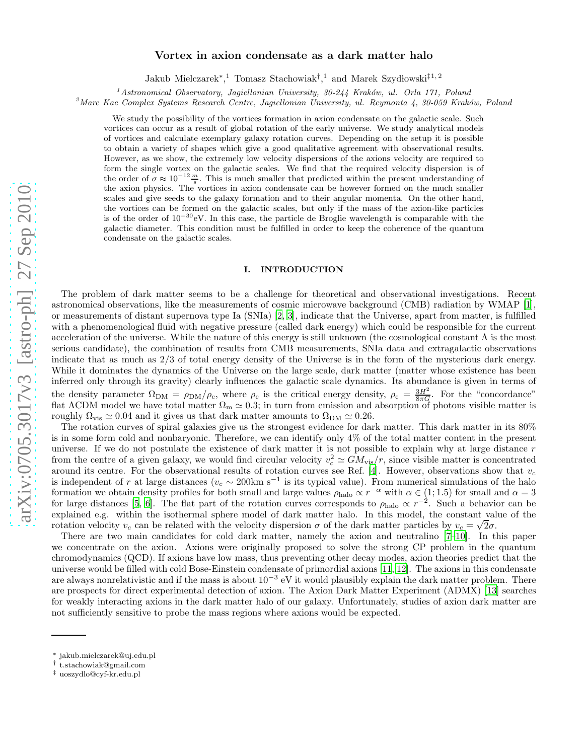# Vortex in axion condensate as a dark matter halo

Jakub Mielczarek*,[1] Tomasz Stachowiak†,[1] and Marek Szydłowski‡[1,2]

[1]*Astronomical Observatory, Jagiellonian University, 30-244 Kraków, ul. Orla 171, Poland*
[2]*Marc Kac Complex Systems Research Centre, Jagiellonian University, ul. Reymonta 4, 30-059 Kraków, Poland*

We study the possibility of the vortices formation in axion condensate on the galactic scale. Such vortices can occur as a result of global rotation of the early universe. We study analytical models of vortices and calculate exemplary galaxy rotation curves. Depending on the setup it is possible to obtain a variety of shapes which give a good qualitative agreement with observational results. However, as we show, the extremely low velocity dispersions of the axions velocity are required to form the single vortex on the galactic scales. We find that the required velocity dispersion is of the order of $\sigma \approx 10^{-12}\frac{m}{s}$. This is much smaller that predicted within the present understanding of the axion physics. The vortices in axion condensate can be however formed on the much smaller scales and give seeds to the galaxy formation and to their angular momenta. On the other hand, the vortices can be formed on the galactic scales, but only if the mass of the axion-like particles is of the order of $10^{-30}$eV. In this case, the particle de Broglie wavelength is comparable with the galactic diameter. This condition must be fulfilled in order to keep the coherence of the quantum condensate on the galactic scales.

## I. INTRODUCTION

The problem of dark matter seems to be a challenge for theoretical and observational investigations. Recent astronomical observations, like the measurements of cosmic microwave background (CMB) radiation by WMAP [1], or measurements of distant supernova type Ia (SNIa) [2, 3], indicate that the Universe, apart from matter, is fulfilled with a phenomenological fluid with negative pressure (called dark energy) which could be responsible for the current acceleration of the universe. While the nature of this energy is still unknown (the cosmological constant $\Lambda$ is the most serious candidate), the combination of results from CMB measurements, SNIa data and extragalactic observations indicate that as much as 2/3 of total energy density of the Universe is in the form of the mysterious dark energy. While it dominates the dynamics of the Universe on the large scale, dark matter (matter whose existence has been inferred only through its gravity) clearly influences the galactic scale dynamics. Its abundance is given in terms of the density parameter $\Omega_{\rm DM} = \rho_{\rm DM}/\rho_{\rm c}$, where $\rho_{\rm c}$ is the critical energy density, $\rho_{\rm c} = \frac{3H^2}{8\pi G}$. For the "concordance" flat $\Lambda$CDM model we have total matter $\Omega_{\rm m} \simeq 0.3$; in turn from emission and absorption of photons visible matter is roughly $\Omega_{\rm vis} \simeq 0.04$ and it gives us that dark matter amounts to $\Omega_{\rm DM} \simeq 0.26$.

The rotation curves of spiral galaxies give us the strongest evidence for dark matter. This dark matter in its 80% is in some form cold and nonbaryonic. Therefore, we can identify only 4% of the total matter content in the present universe. If we do not postulate the existence of dark matter it is not possible to explain why at large distance $r$ from the centre of a given galaxy, we would find circular velocity $v_c^2 \simeq GM_{\rm vis}/r$, since visible matter is concentrated around its centre. For the observational results of rotation curves see Ref. [4]. However, observations show that $v_c$ is independent of $r$ at large distances ($v_c \sim 200{\rm km\ s}^{-1}$ is its typical value). From numerical simulations of the halo formation we obtain density profiles for both small and large values $\rho_{\rm halo} \propto r^{-\alpha}$ with $\alpha \in (1; 1.5)$ for small and $\alpha = 3$ for large distances [5, 6]. The flat part of the rotation curves corresponds to $\rho_{\rm halo} \propto r^{-2}$. Such a behavior can be explained e.g. within the isothermal sphere model of dark matter halo. In this model, the constant value of the rotation velocity $v_c$ can be related with the velocity dispersion $\sigma$ of the dark matter particles by $v_c = \sqrt{2}\sigma$.

There are two main candidates for cold dark matter, namely the axion and neutralino [7–10]. In this paper we concentrate on the axion. Axions were originally proposed to solve the strong CP problem in the quantum chromodynamics (QCD). If axions have low mass, thus preventing other decay modes, axion theories predict that the universe would be filled with cold Bose-Einstein condensate of primordial axions [11, 12]. The axions in this condensate are always nonrelativistic and if the mass is about $10^{-3}$ eV it would plausibly explain the dark matter problem. There are prospects for direct experimental detection of axion. The Axion Dark Matter Experiment (ADMX) [13] searches for weakly interacting axions in the dark matter halo of our galaxy. Unfortunately, studies of axion dark matter are not sufficiently sensitive to probe the mass regions where axions would be expected.

* jakub.mielczarek@uj.edu.pl
† t.stachowiak@gmail.com
‡ uoszydlo@cyf-kr.edu.pl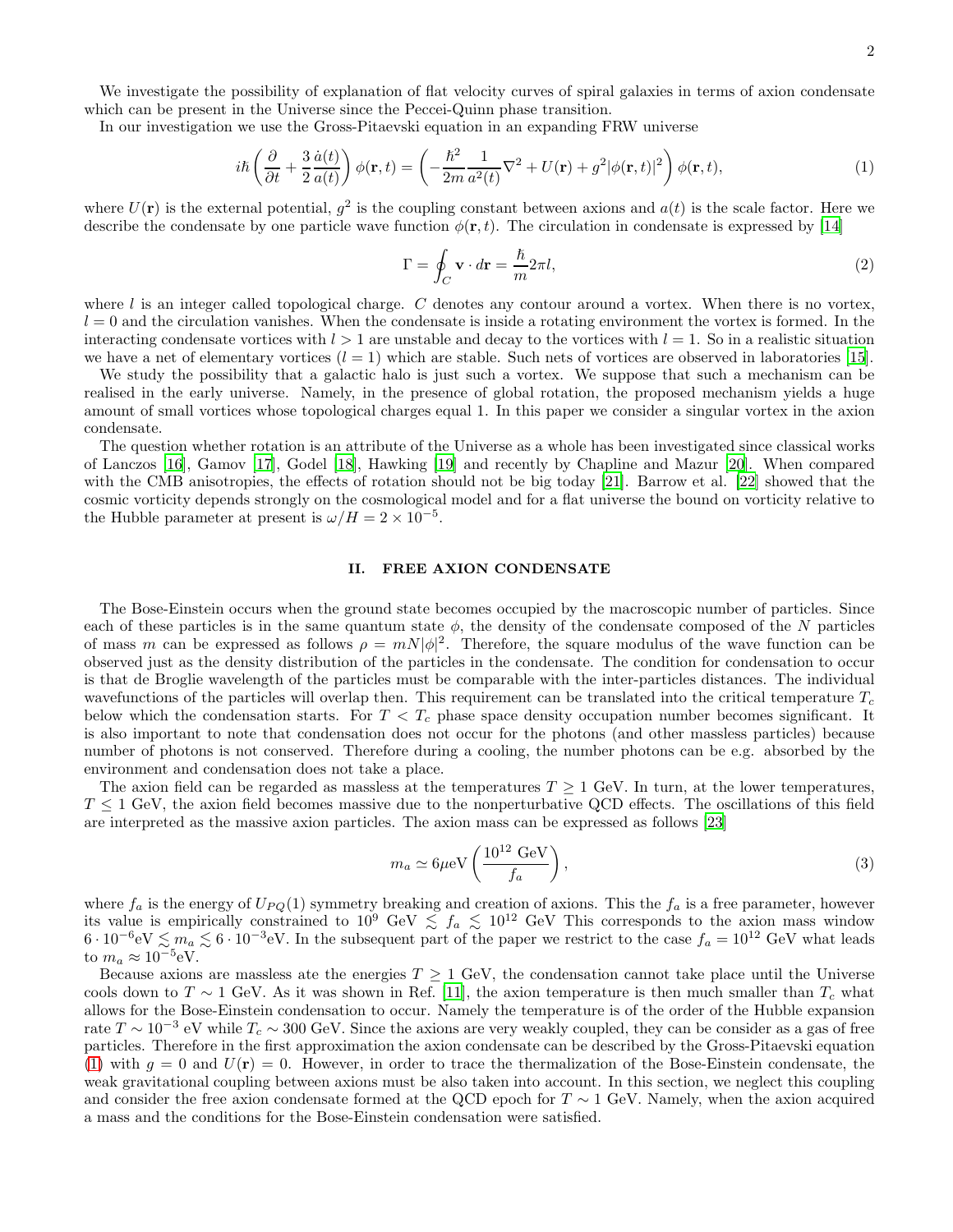We investigate the possibility of explanation of flat velocity curves of spiral galaxies in terms of axion condensate which can be present in the Universe since the Peccei-Quinn phase transition.

In our investigation we use the Gross-Pitaevski equation in an expanding FRW universe

$$i\hbar\left(\frac{\partial}{\partial t}+\frac{3}{2}\frac{\dot{a}(t)}{a(t)}\right)\phi(\mathbf{r},t)=\left(-\frac{\hbar^2}{2m}\frac{1}{a^2(t)}\nabla^2+U(\mathbf{r})+g^2|\phi(\mathbf{r},t)|^2\right)\phi(\mathbf{r},t), \tag{1}$$

where $U(\mathbf{r})$ is the external potential, $g^2$ is the coupling constant between axions and $a(t)$ is the scale factor. Here we describe the condensate by one particle wave function $\phi(\mathbf{r},t)$. The circulation in condensate is expressed by [14]

$$\Gamma=\oint_C \mathbf{v}\cdot d\mathbf{r}=\frac{\hbar}{m}2\pi l, \tag{2}$$

where $l$ is an integer called topological charge. $C$ denotes any contour around a vortex. When there is no vortex, $l=0$ and the circulation vanishes. When the condensate is inside a rotating environment the vortex is formed. In the interacting condensate vortices with $l>1$ are unstable and decay to the vortices with $l=1$. So in a realistic situation we have a net of elementary vortices ($l=1$) which are stable. Such nets of vortices are observed in laboratories [15].

We study the possibility that a galactic halo is just such a vortex. We suppose that such a mechanism can be realised in the early universe. Namely, in the presence of global rotation, the proposed mechanism yields a huge amount of small vortices whose topological charges equal 1. In this paper we consider a singular vortex in the axion condensate.

The question whether rotation is an attribute of the Universe as a whole has been investigated since classical works of Lanczos [16], Gamov [17], Godel [18], Hawking [19] and recently by Chapline and Mazur [20]. When compared with the CMB anisotropies, the effects of rotation should not be big today [21]. Barrow et al. [22] showed that the cosmic vorticity depends strongly on the cosmological model and for a flat universe the bound on vorticity relative to the Hubble parameter at present is $\omega/H = 2\times10^{-5}$.

## II. FREE AXION CONDENSATE

The Bose-Einstein occurs when the ground state becomes occupied by the macroscopic number of particles. Since each of these particles is in the same quantum state $\phi$, the density of the condensate composed of the $N$ particles of mass $m$ can be expressed as follows $\rho = mN|\phi|^2$. Therefore, the square modulus of the wave function can be observed just as the density distribution of the particles in the condensate. The condition for condensation to occur is that de Broglie wavelength of the particles must be comparable with the inter-particles distances. The individual wavefunctions of the particles will overlap then. This requirement can be translated into the critical temperature $T_c$ below which the condensation starts. For $T<T_c$ phase space density occupation number becomes significant. It is also important to note that condensation does not occur for the photons (and other massless particles) because number of photons is not conserved. Therefore during a cooling, the number photons can be e.g. absorbed by the environment and condensation does not take a place.

The axion field can be regarded as massless at the temperatures $T\geq 1$ GeV. In turn, at the lower temperatures, $T\leq 1$ GeV, the axion field becomes massive due to the nonperturbative QCD effects. The oscillations of this field are interpreted as the massive axion particles. The axion mass can be expressed as follows [23]

$$m_a \simeq 6\mu\text{eV}\left(\frac{10^{12}\text{ GeV}}{f_a}\right), \tag{3}$$

where $f_a$ is the energy of $U_{PQ}(1)$ symmetry breaking and creation of axions. This the $f_a$ is a free parameter, however its value is empirically constrained to $10^9$ GeV $\lesssim f_a \lesssim 10^{12}$ GeV This corresponds to the axion mass window $6\cdot10^{-6}\text{eV} \lesssim m_a \lesssim 6\cdot 10^{-3}\text{eV}$. In the subsequent part of the paper we restrict to the case $f_a=10^{12}$ GeV what leads to $m_a\approx 10^{-5}\text{eV}$.

Because axions are massless ate the energies $T\geq 1$ GeV, the condensation cannot take place until the Universe cools down to $T\sim 1$ GeV. As it was shown in Ref. [11], the axion temperature is then much smaller than $T_c$ what allows for the Bose-Einstein condensation to occur. Namely the temperature is of the order of the Hubble expansion rate $T\sim10^{-3}$ eV while $T_c\sim 300$ GeV. Since the axions are very weakly coupled, they can be consider as a gas of free particles. Therefore in the first approximation the axion condensate can be described by the Gross-Pitaevski equation (1) with $g=0$ and $U(\mathbf{r})=0$. However, in order to trace the thermalization of the Bose-Einstein condensate, the weak gravitational coupling between axions must be also taken into account. In this section, we neglect this coupling and consider the free axion condensate formed at the QCD epoch for $T\sim 1$ GeV. Namely, when the axion acquired a mass and the conditions for the Bose-Einstein condensation were satisfied.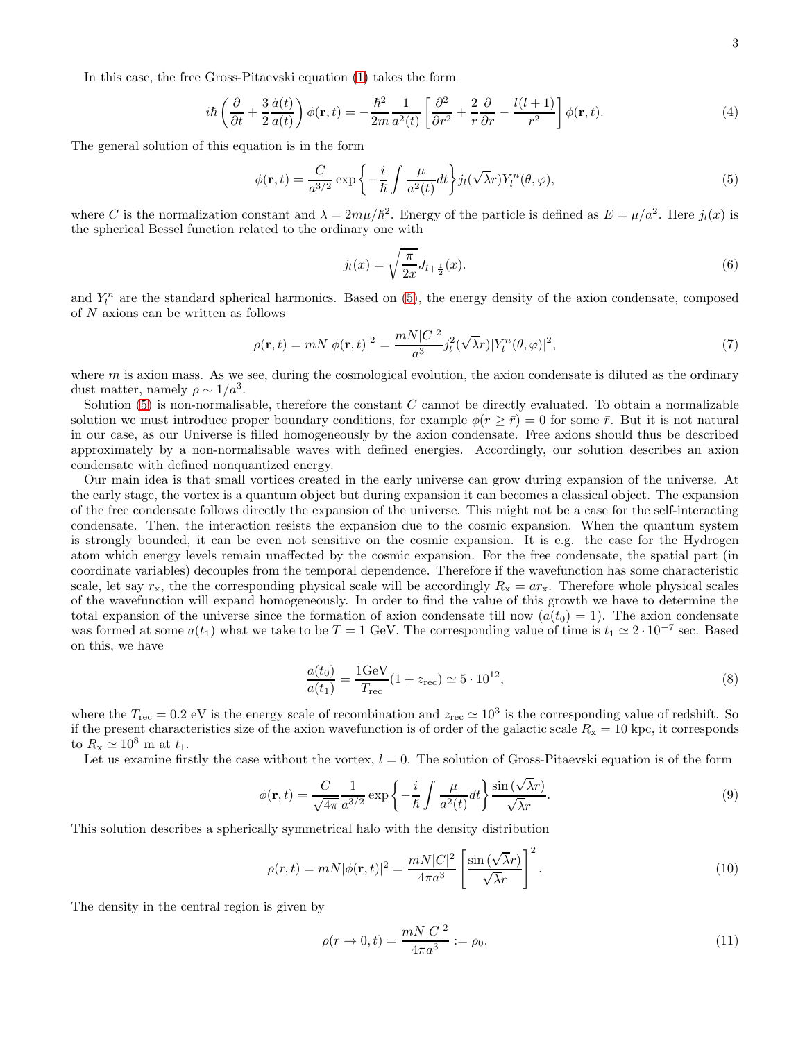In this case, the free Gross-Pitaevski equation (1) takes the form

$$i\hbar\left(\frac{\partial}{\partial t}+\frac{3}{2}\frac{\dot{a}(t)}{a(t)}\right)\phi(\mathbf{r},t)=-\frac{\hbar^2}{2m}\frac{1}{a^2(t)}\left[\frac{\partial^2}{\partial r^2}+\frac{2}{r}\frac{\partial}{\partial r}-\frac{l(l+1)}{r^2}\right]\phi(\mathbf{r},t). \tag{4}$$

The general solution of this equation is in the form

$$\phi(\mathbf{r},t)=\frac{C}{a^{3/2}}\exp\left\{-\frac{i}{\hbar}\int\frac{\mu}{a^2(t)}dt\right\}j_l(\sqrt{\lambda}r)Y_l^n(\theta,\varphi), \tag{5}$$

where $C$ is the normalization constant and $\lambda=2m\mu/\hbar^2$. Energy of the particle is defined as $E=\mu/a^2$. Here $j_l(x)$ is the spherical Bessel function related to the ordinary one with

$$j_l(x)=\sqrt{\frac{\pi}{2x}}J_{l+\frac{1}{2}}(x). \tag{6}$$

and $Y_l^n$ are the standard spherical harmonics. Based on (5), the energy density of the axion condensate, composed of $N$ axions can be written as follows

$$\rho(\mathbf{r},t)=mN|\phi(\mathbf{r},t)|^2=\frac{mN|C|^2}{a^3}j_l^2(\sqrt{\lambda}r)|Y_l^n(\theta,\varphi)|^2, \tag{7}$$

where $m$ is axion mass. As we see, during the cosmological evolution, the axion condensate is diluted as the ordinary dust matter, namely $\rho\sim 1/a^3$.

Solution (5) is non-normalisable, therefore the constant $C$ cannot be directly evaluated. To obtain a normalizable solution we must introduce proper boundary conditions, for example $\phi(r\geq\bar{r})=0$ for some $\bar{r}$. But it is not natural in our case, as our Universe is filled homogeneously by the axion condensate. Free axions should thus be described approximately by a non-normalisable waves with defined energies. Accordingly, our solution describes an axion condensate with defined nonquantized energy.

Our main idea is that small vortices created in the early universe can grow during expansion of the universe. At the early stage, the vortex is a quantum object but during expansion it can becomes a classical object. The expansion of the free condensate follows directly the expansion of the universe. This might not be a case for the self-interacting condensate. Then, the interaction resists the expansion due to the cosmic expansion. When the quantum system is strongly bounded, it can be even not sensitive on the cosmic expansion. It is e.g. the case for the Hydrogen atom which energy levels remain unaffected by the cosmic expansion. For the free condensate, the spatial part (in coordinate variables) decouples from the temporal dependence. Therefore if the wavefunction has some characteristic scale, let say $r_\text{x}$, the the corresponding physical scale will be accordingly $R_\text{x}=ar_\text{x}$. Therefore whole physical scales of the wavefunction will expand homogeneously. In order to find the value of this growth we have to determine the total expansion of the universe since the formation of axion condensate till now $(a(t_0)=1)$. The axion condensate was formed at some $a(t_1)$ what we take to be $T=1$ GeV. The corresponding value of time is $t_1\simeq 2\cdot 10^{-7}$ sec. Based on this, we have

$$\frac{a(t_0)}{a(t_1)}=\frac{1\text{GeV}}{T_\text{rec}}(1+z_\text{rec})\simeq 5\cdot 10^{12}, \tag{8}$$

where the $T_\text{rec}=0.2$ eV is the energy scale of recombination and $z_\text{rec}\simeq 10^3$ is the corresponding value of redshift. So if the present characteristics size of the axion wavefunction is of order of the galactic scale $R_\text{x}=10$ kpc, it corresponds to $R_\text{x}\simeq 10^8$ m at $t_1$.

Let us examine firstly the case without the vortex, $l=0$. The solution of Gross-Pitaevskii equation is of the form

$$\phi(\mathbf{r},t)=\frac{C}{\sqrt{4\pi}}\frac{1}{a^{3/2}}\exp\left\{-\frac{i}{\hbar}\int\frac{\mu}{a^2(t)}dt\right\}\frac{\sin(\sqrt{\lambda}r)}{\sqrt{\lambda}r}. \tag{9}$$

This solution describes a spherically symmetrical halo with the density distribution

$$\rho(r,t)=mN|\phi(\mathbf{r},t)|^2=\frac{mN|C|^2}{4\pi a^3}\left[\frac{\sin(\sqrt{\lambda}r)}{\sqrt{\lambda}r}\right]^2. \tag{10}$$

The density in the central region is given by

$$\rho(r\to 0,t)=\frac{mN|C|^2}{4\pi a^3}:=\rho_0. \tag{11}$$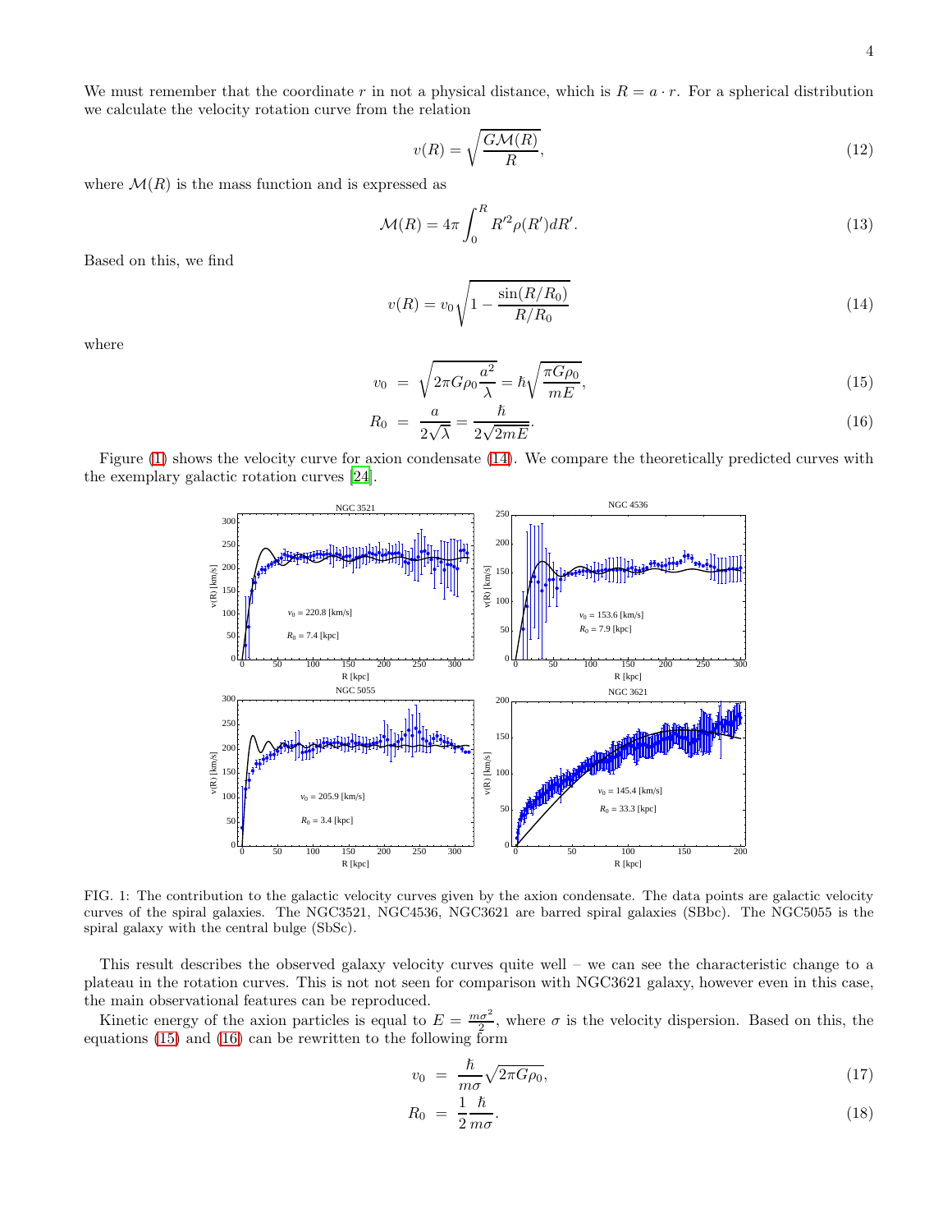We must remember that the coordinate $r$ in not a physical distance, which is $R = a \cdot r$. For a spherical distribution we calculate the velocity rotation curve from the relation

$$v(R) = \sqrt{\frac{G\mathcal{M}(R)}{R}}, \tag{12}$$

where $\mathcal{M}(R)$ is the mass function and is expressed as

$$\mathcal{M}(R) = 4\pi \int_0^R R'^2 \rho(R') dR'. \tag{13}$$

Based on this, we find

$$v(R) = v_0 \sqrt{1 - \frac{\sin(R/R_0)}{R/R_0}} \tag{14}$$

where

$$v_0 = \sqrt{2\pi G \rho_0 \frac{a^2}{\lambda}} = \hbar \sqrt{\frac{\pi G \rho_0}{mE}}, \tag{15}$$

$$R_0 = \frac{a}{2\sqrt{\lambda}} = \frac{\hbar}{2\sqrt{2mE}}. \tag{16}$$

Figure (1) shows the velocity curve for axion condensate (14). We compare the theoretically predicted curves with the exemplary galactic rotation curves [24].

FIG. 1: The contribution to the galactic velocity curves given by the axion condensate. The data points are galactic velocity curves of the spiral galaxies. The NGC3521, NGC4536, NGC3621 are barred spiral galaxies (SBbc). The NGC5055 is the spiral galaxy with the central bulge (SbSc).

This result describes the observed galaxy velocity curves quite well – we can see the characteristic change to a plateau in the rotation curves. This is not not seen for comparison with NGC3621 galaxy, however even in this case, the main observational features can be reproduced.

Kinetic energy of the axion particles is equal to $E = \frac{m\sigma^2}{2}$, where $\sigma$ is the velocity dispersion. Based on this, the equations (15) and (16) can be rewritten to the following form

$$v_0 = \frac{\hbar}{m\sigma} \sqrt{2\pi G \rho_0}, \tag{17}$$

$$R_0 = \frac{1}{2} \frac{\hbar}{m\sigma}. \tag{18}$$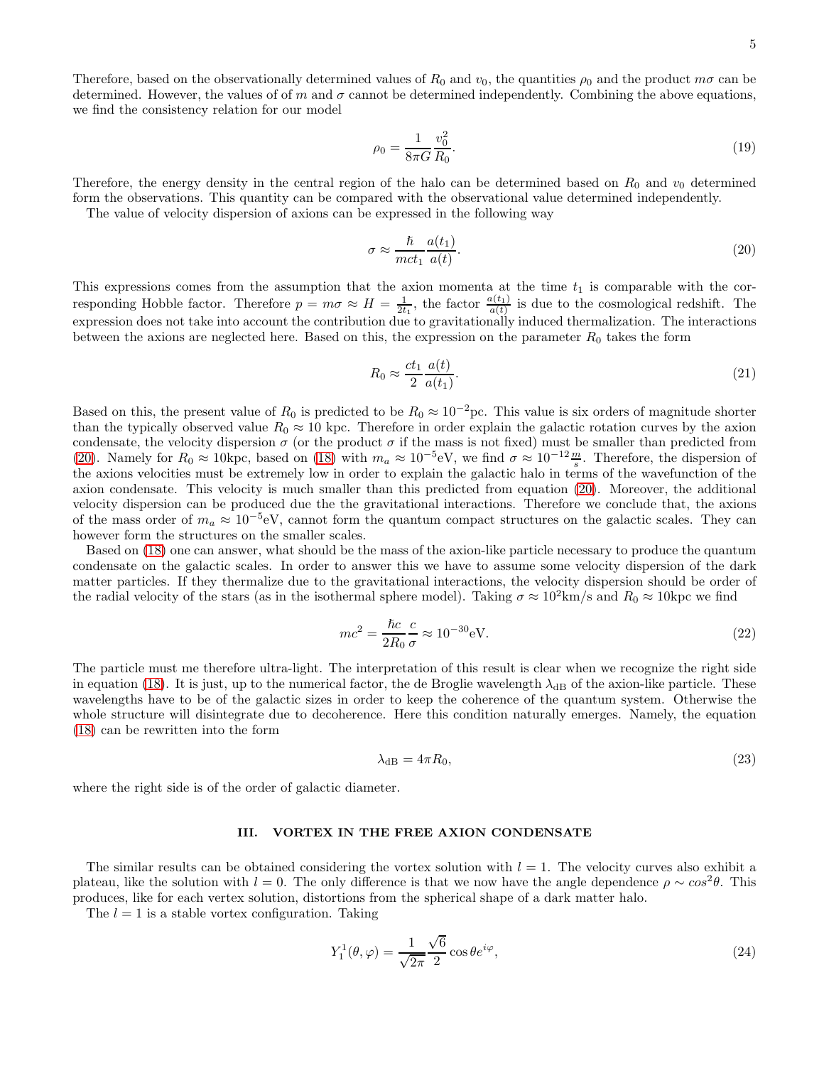Therefore, based on the observationally determined values of $R_0$ and $v_0$, the quantities $\rho_0$ and the product $m\sigma$ can be determined. However, the values of of $m$ and $\sigma$ cannot be determined independently. Combining the above equations, we find the consistency relation for our model

$$\rho_0 = \frac{1}{8\pi G}\frac{v_0^2}{R_0}. \tag{19}$$

Therefore, the energy density in the central region of the halo can be determined based on $R_0$ and $v_0$ determined form the observations. This quantity can be compared with the observational value determined independently.

The value of velocity dispersion of axions can be expressed in the following way

$$\sigma \approx \frac{\hbar}{mct_1}\frac{a(t_1)}{a(t)}. \tag{20}$$

This expressions comes from the assumption that the axion momenta at the time $t_1$ is comparable with the corresponding Hobble factor. Therefore $p = m\sigma \approx H = \frac{1}{2t_1}$, the factor $\frac{a(t_1)}{a(t)}$ is due to the cosmological redshift. The expression does not take into account the contribution due to gravitationally induced thermalization. The interactions between the axions are neglected here. Based on this, the expression on the parameter $R_0$ takes the form

$$R_0 \approx \frac{ct_1}{2}\frac{a(t)}{a(t_1)}. \tag{21}$$

Based on this, the present value of $R_0$ is predicted to be $R_0 \approx 10^{-2}$pc. This value is six orders of magnitude shorter than the typically observed value $R_0 \approx 10$ kpc. Therefore in order explain the galactic rotation curves by the axion condensate, the velocity dispersion $\sigma$ (or the product $\sigma$ if the mass is not fixed) must be smaller than predicted from (20). Namely for $R_0 \approx 10$kpc, based on (18) with $m_a \approx 10^{-5}$eV, we find $\sigma \approx 10^{-12}\frac{m}{s}$. Therefore, the dispersion of the axions velocities must be extremely low in order to explain the galactic halo in terms of the wavefunction of the axion condensate. This velocity is much smaller than this predicted from equation (20). Moreover, the additional velocity dispersion can be produced due the the gravitational interactions. Therefore we conclude that, the axions of the mass order of $m_a \approx 10^{-5}$eV, cannot form the quantum compact structures on the galactic scales. They can however form the structures on the smaller scales.

Based on (18) one can answer, what should be the mass of the axion-like particle necessary to produce the quantum condensate on the galactic scales. In order to answer this we have to assume some velocity dispersion of the dark matter particles. If they thermalize due to the gravitational interactions, the velocity dispersion should be order of the radial velocity of the stars (as in the isothermal sphere model). Taking $\sigma \approx 10^2$km/s and $R_0 \approx 10$kpc we find

$$mc^2 = \frac{\hbar c}{2R_0}\frac{c}{\sigma} \approx 10^{-30}\text{eV}. \tag{22}$$

The particle must me therefore ultra-light. The interpretation of this result is clear when we recognize the right side in equation (18). It is just, up to the numerical factor, the de Broglie wavelength $\lambda_{\text{dB}}$ of the axion-like particle. These wavelengths have to be of the galactic sizes in order to keep the coherence of the quantum system. Otherwise the whole structure will disintegrate due to decoherence. Here this condition naturally emerges. Namely, the equation (18) can be rewritten into the form

$$\lambda_{\text{dB}} = 4\pi R_0, \tag{23}$$

where the right side is of the order of galactic diameter.

## III. VORTEX IN THE FREE AXION CONDENSATE

The similar results can be obtained considering the vortex solution with $l = 1$. The velocity curves also exhibit a plateau, like the solution with $l = 0$. The only difference is that we now have the angle dependence $\rho \sim cos^2\theta$. This produces, like for each vortex solution, distortions from the spherical shape of a dark matter halo.

The $l = 1$ is a stable vortex configuration. Taking

$$Y_1^1(\theta,\varphi) = \frac{1}{\sqrt{2\pi}}\frac{\sqrt{6}}{2}\cos\theta e^{i\varphi}, \tag{24}$$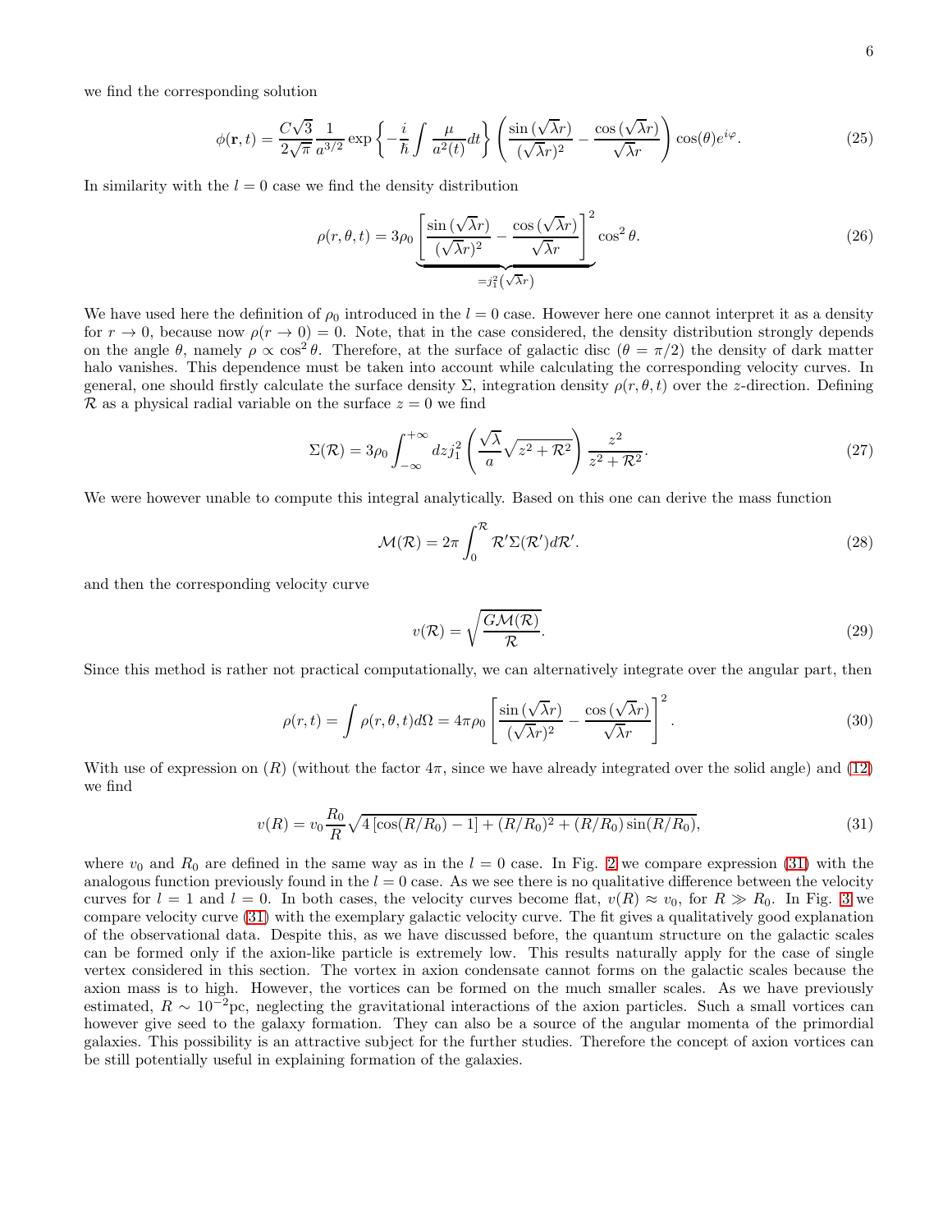we find the corresponding solution

$$\phi(\mathbf{r},t) = \frac{C\sqrt{3}}{2\sqrt{\pi}}\frac{1}{a^{3/2}}\exp\left\{-\frac{i}{\hbar}\int\frac{\mu}{a^2(t)}dt\right\}\left(\frac{\sin(\sqrt{\lambda}r)}{(\sqrt{\lambda}r)^2}-\frac{\cos(\sqrt{\lambda}r)}{\sqrt{\lambda}r}\right)\cos(\theta)e^{i\varphi}. \tag{25}$$

In similarity with the $l=0$ case we find the density distribution

$$\rho(r,\theta,t) = 3\rho_0\underbrace{\left[\frac{\sin(\sqrt{\lambda}r)}{(\sqrt{\lambda}r)^2}-\frac{\cos(\sqrt{\lambda}r)}{\sqrt{\lambda}r}\right]^2}_{=j_1^2(\sqrt{\lambda}r)}\cos^2\theta. \tag{26}$$

We have used here the definition of $\rho_0$ introduced in the $l=0$ case. However here one cannot interpret it as a density for $r\to 0$, because now $\rho(r\to 0)=0$. Note, that in the case considered, the density distribution strongly depends on the angle $\theta$, namely $\rho\propto\cos^2\theta$. Therefore, at the surface of galactic disc ($\theta=\pi/2$) the density of dark matter halo vanishes. This dependence must be taken into account while calculating the corresponding velocity curves. In general, one should firstly calculate the surface density $\Sigma$, integration density $\rho(r,\theta,t)$ over the $z$-direction. Defining $\mathcal{R}$ as a physical radial variable on the surface $z=0$ we find

$$\Sigma(\mathcal{R}) = 3\rho_0\int_{-\infty}^{+\infty}dz j_1^2\left(\frac{\sqrt{\lambda}}{a}\sqrt{z^2+\mathcal{R}^2}\right)\frac{z^2}{z^2+\mathcal{R}^2}. \tag{27}$$

We were however unable to compute this integral analytically. Based on this one can derive the mass function

$$\mathcal{M}(\mathcal{R}) = 2\pi\int_0^{\mathcal{R}}\mathcal{R}'\Sigma(\mathcal{R}')d\mathcal{R}'. \tag{28}$$

and then the corresponding velocity curve

$$v(\mathcal{R}) = \sqrt{\frac{G\mathcal{M}(\mathcal{R})}{\mathcal{R}}}. \tag{29}$$

Since this method is rather not practical computationally, we can alternatively integrate over the angular part, then

$$\rho(r,t) = \int\rho(r,\theta,t)d\Omega = 4\pi\rho_0\left[\frac{\sin(\sqrt{\lambda}r)}{(\sqrt{\lambda}r)^2}-\frac{\cos(\sqrt{\lambda}r)}{\sqrt{\lambda}r}\right]^2. \tag{30}$$

With use of expression on $(R)$ (without the factor $4\pi$, since we have already integrated over the solid angle) and (12) we find

$$v(R) = v_0\frac{R_0}{R}\sqrt{4\left[\cos(R/R_0)-1\right]+(R/R_0)^2+(R/R_0)\sin(R/R_0)}, \tag{31}$$

where $v_0$ and $R_0$ are defined in the same way as in the $l=0$ case. In Fig. 2 we compare expression (31) with the analogous function previously found in the $l=0$ case. As we see there is no qualitative difference between the velocity curves for $l=1$ and $l=0$. In both cases, the velocity curves become flat, $v(R)\approx v_0$, for $R\gg R_0$. In Fig. 3 we compare velocity curve (31) with the exemplary galactic velocity curve. The fit gives a qualitatively good explanation of the observational data. Despite this, as we have discussed before, the quantum structure on the galactic scales can be formed only if the axion-like particle is extremely low. This results naturally apply for the case of single vertex considered in this section. The vortex in axion condensate cannot forms on the galactic scales because the axion mass is to high. However, the vortices can be formed on the much smaller scales. As we have previously estimated, $R\sim 10^{-2}$pc, neglecting the gravitational interactions of the axion particles. Such a small vortices can however give seed to the galaxy formation. They can also be a source of the angular momenta of the primordial galaxies. This possibility is an attractive subject for the further studies. Therefore the concept of axion vortices can be still potentially useful in explaining formation of the galaxies.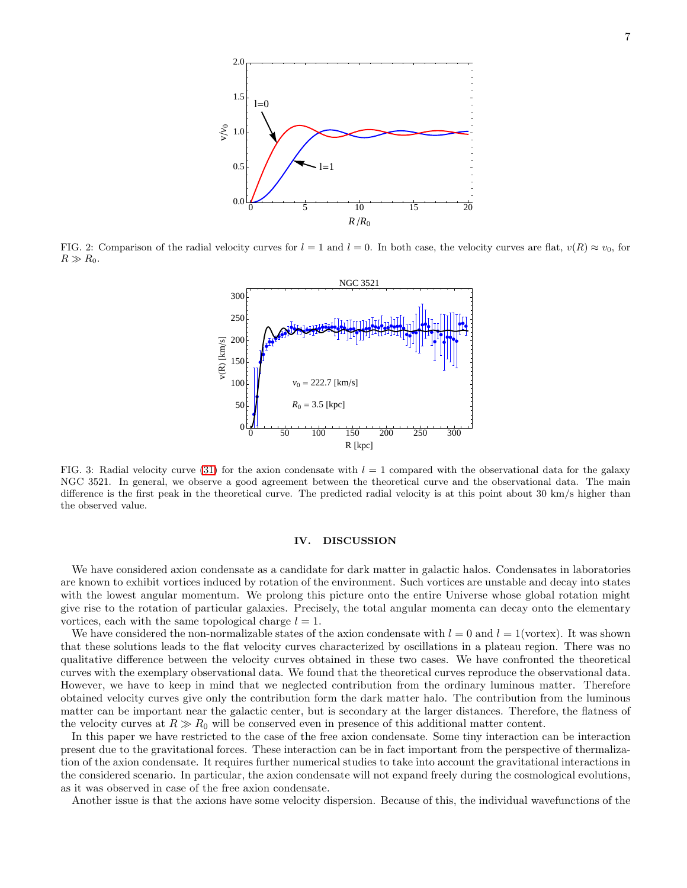FIG. 2: Comparison of the radial velocity curves for $l = 1$ and $l = 0$. In both case, the velocity curves are flat, $v(R) \approx v_0$, for $R \gg R_0$.

FIG. 3: Radial velocity curve (31) for the axion condensate with $l = 1$ compared with the observational data for the galaxy NGC 3521. In general, we observe a good agreement between the theoretical curve and the observational data. The main difference is the first peak in the theoretical curve. The predicted radial velocity is at this point about 30 km/s higher than the observed value.

## IV. DISCUSSION

We have considered axion condensate as a candidate for dark matter in galactic halos. Condensates in laboratories are known to exhibit vortices induced by rotation of the environment. Such vortices are unstable and decay into states with the lowest angular momentum. We prolong this picture onto the entire Universe whose global rotation might give rise to the rotation of particular galaxies. Precisely, the total angular momenta can decay onto the elementary vortices, each with the same topological charge $l = 1$.

We have considered the non-normalizable states of the axion condensate with $l = 0$ and $l = 1$(vortex). It was shown that these solutions leads to the flat velocity curves characterized by oscillations in a plateau region. There was no qualitative difference between the velocity curves obtained in these two cases. We have confronted the theoretical curves with the exemplary observational data. We found that the theoretical curves reproduce the observational data. However, we have to keep in mind that we neglected contribution from the ordinary luminous matter. Therefore obtained velocity curves give only the contribution form the dark matter halo. The contribution from the luminous matter can be important near the galactic center, but is secondary at the larger distances. Therefore, the flatness of the velocity curves at $R \gg R_0$ will be conserved even in presence of this additional matter content.

In this paper we have restricted to the case of the free axion condensate. Some tiny interaction can be interaction present due to the gravitational forces. These interaction can be in fact important from the perspective of thermalization of the axion condensate. It requires further numerical studies to take into account the gravitational interactions in the considered scenario. In particular, the axion condensate will not expand freely during the cosmological evolutions, as it was observed in case of the free axion condensate.

Another issue is that the axions have some velocity dispersion. Because of this, the individual wavefunctions of the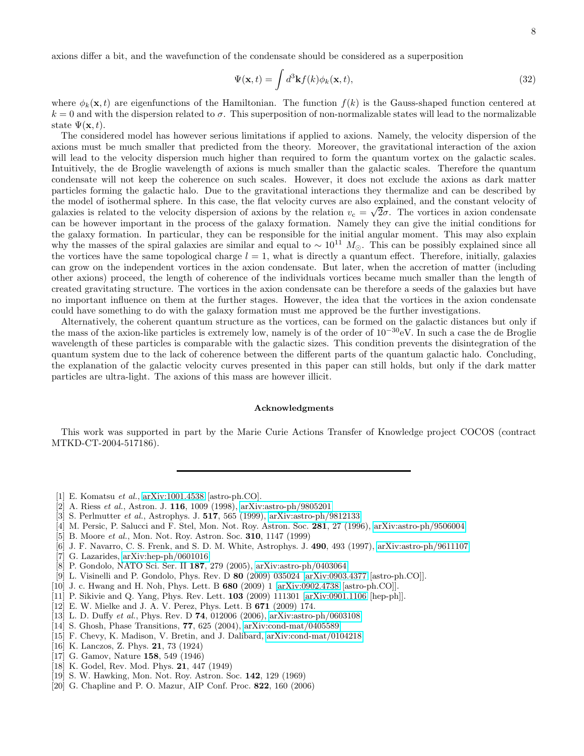axions differ a bit, and the wavefunction of the condensate should be considered as a superposition

$$\Psi(\mathbf{x},t) = \int d^3\mathbf{k} f(k)\phi_k(\mathbf{x},t), \tag{32}$$

where $\phi_k(\mathbf{x},t)$ are eigenfunctions of the Hamiltonian. The function $f(k)$ is the Gauss-shaped function centered at $k=0$ and with the dispersion related to $\sigma$. This superposition of non-normalizable states will lead to the normalizable state $\Psi(\mathbf{x},t)$.

The considered model has however serious limitations if applied to axions. Namely, the velocity dispersion of the axions must be much smaller that predicted from the theory. Moreover, the gravitational interaction of the axion will lead to the velocity dispersion much higher than required to form the quantum vortex on the galactic scales. Intuitively, the de Broglie wavelength of axions is much smaller than the galactic scales. Therefore the quantum condensate will not keep the coherence on such scales. However, it does not exclude the axions as dark matter particles forming the galactic halo. Due to the gravitational interactions they thermalize and can be described by the model of isothermal sphere. In this case, the flat velocity curves are also explained, and the constant velocity of galaxies is related to the velocity dispersion of axions by the relation $v_c = \sqrt{2}\sigma$. The vortices in axion condensate can be however important in the process of the galaxy formation. Namely they can give the initial conditions for the galaxy formation. In particular, they can be responsible for the initial angular moment. This may also explain why the masses of the spiral galaxies are similar and equal to $\sim 10^{11}\ M_{\odot}$. This can be possibly explained since all the vortices have the same topological charge $l=1$, what is directly a quantum effect. Therefore, initially, galaxies can grow on the independent vortices in the axion condensate. But later, when the accretion of matter (including other axions) proceed, the length of coherence of the individuals vortices became much smaller than the length of created gravitating structure. The vortices in the axion condensate can be therefore a seeds of the galaxies but have no important influence on them at the further stages. However, the idea that the vortices in the axion condensate could have something to do with the galaxy formation must me approved be the further investigations.

Alternatively, the coherent quantum structure as the vortices, can be formed on the galactic distances but only if the mass of the axion-like particles is extremely low, namely is of the order of $10^{-30}$eV. In such a case the de Broglie wavelength of these particles is comparable with the galactic sizes. This condition prevents the disintegration of the quantum system due to the lack of coherence between the different parts of the quantum galactic halo. Concluding, the explanation of the galactic velocity curves presented in this paper can still holds, but only if the dark matter particles are ultra-light. The axions of this mass are however illicit.

## Acknowledgments

This work was supported in part by the Marie Curie Actions Transfer of Knowledge project COCOS (contract MTKD-CT-2004-517186).

---

[1] E. Komatsu *et al.*, arXiv:1001.4538 [astro-ph.CO].
[2] A. Riess *et al.*, Astron. J. **116**, 1009 (1998), arXiv:astro-ph/9805201
[3] S. Perlmutter *et al.*, Astrophys. J. **517**, 565 (1999), arXiv:astro-ph/9812133
[4] M. Persic, P. Salucci and F. Stel, Mon. Not. Roy. Astron. Soc. **281**, 27 (1996), arXiv:astro-ph/9506004
[5] B. Moore *et al.*, Mon. Not. Roy. Astron. Soc. **310**, 1147 (1999)
[6] J. F. Navarro, C. S. Frenk, and S. D. M. White, Astrophys. J. **490**, 493 (1997), arXiv:astro-ph/9611107
[7] G. Lazarides, arXiv:hep-ph/0601016
[8] P. Gondolo, NATO Sci. Ser. II **187**, 279 (2005), arXiv:astro-ph/0403064
[9] L. Visinelli and P. Gondolo, Phys. Rev. D **80** (2009) 035024 [arXiv:0903.4377 [astro-ph.CO]].
[10] J. c. Hwang and H. Noh, Phys. Lett. B **680** (2009) 1 [arXiv:0902.4738 [astro-ph.CO]].
[11] P. Sikivie and Q. Yang, Phys. Rev. Lett. **103** (2009) 111301 [arXiv:0901.1106 [hep-ph]].
[12] E. W. Mielke and J. A. V. Perez, Phys. Lett. B **671** (2009) 174.
[13] L. D. Duffy *et al.*, Phys. Rev. D **74**, 012006 (2006), arXiv:astro-ph/0603108
[14] S. Ghosh, Phase Transitions, **77**, 625 (2004), arXiv:cond-mat/0405589
[15] F. Chevy, K. Madison, V. Bretin, and J. Dalibard, arXiv:cond-mat/0104218
[16] K. Lanczos, Z. Phys. **21**, 73 (1924)
[17] G. Gamov, Nature **158**, 549 (1946)
[18] K. Godel, Rev. Mod. Phys. **21**, 447 (1949)
[19] S. W. Hawking, Mon. Not. Roy. Astron. Soc. **142**, 129 (1969)
[20] G. Chapline and P. O. Mazur, AIP Conf. Proc. **822**, 160 (2006)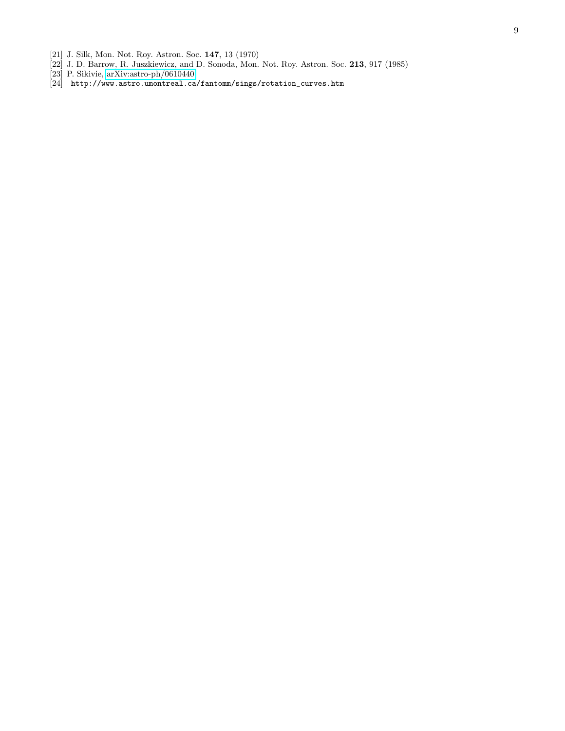[21] J. Silk, Mon. Not. Roy. Astron. Soc. **147**, 13 (1970)

[22] J. D. Barrow, R. Juszkiewicz, and D. Sonoda, Mon. Not. Roy. Astron. Soc. **213**, 917 (1985)

[23] P. Sikivie, arXiv:astro-ph/0610440

[24] `http://www.astro.umontreal.ca/fantomm/sings/rotation_curves.htm`